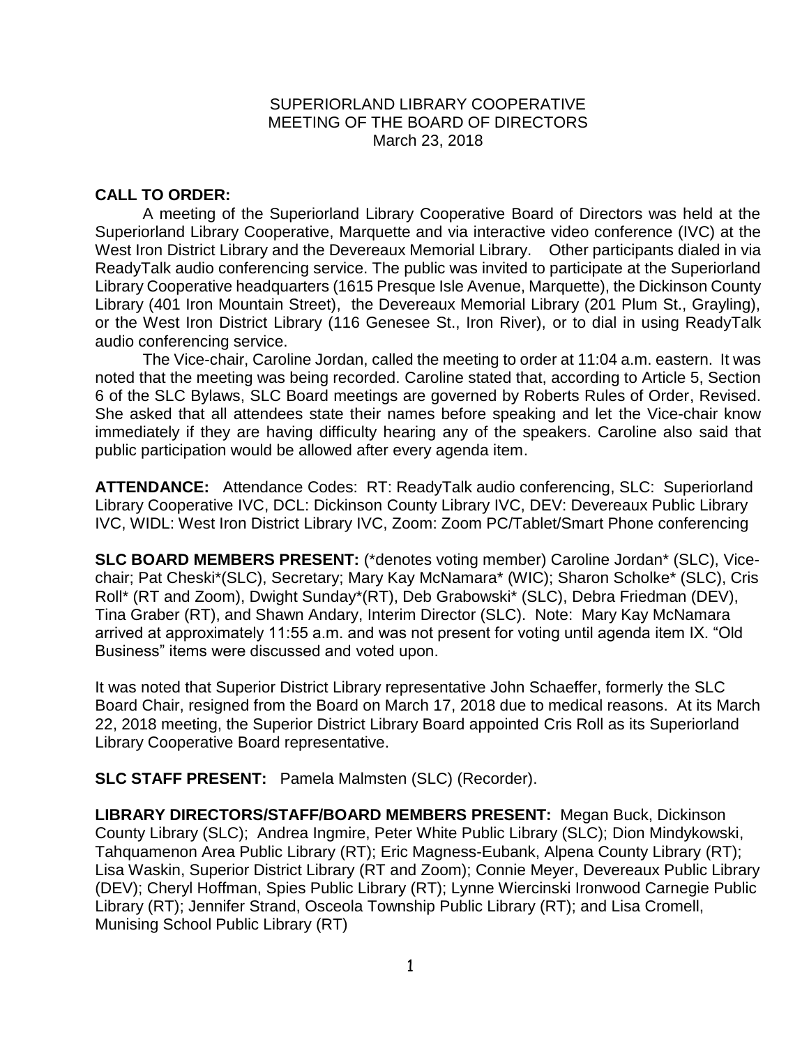SUPERIORLAND LIBRARY COOPERATIVE
MEETING OF THE BOARD OF DIRECTORS
March 23, 2018

**CALL TO ORDER:**

A meeting of the Superiorland Library Cooperative Board of Directors was held at the Superiorland Library Cooperative, Marquette and via interactive video conference (IVC) at the West Iron District Library and the Devereaux Memorial Library. Other participants dialed in via ReadyTalk audio conferencing service. The public was invited to participate at the Superiorland Library Cooperative headquarters (1615 Presque Isle Avenue, Marquette), the Dickinson County Library (401 Iron Mountain Street), the Devereaux Memorial Library (201 Plum St., Grayling), or the West Iron District Library (116 Genesee St., Iron River), or to dial in using ReadyTalk audio conferencing service.

The Vice-chair, Caroline Jordan, called the meeting to order at 11:04 a.m. eastern. It was noted that the meeting was being recorded. Caroline stated that, according to Article 5, Section 6 of the SLC Bylaws, SLC Board meetings are governed by Roberts Rules of Order, Revised. She asked that all attendees state their names before speaking and let the Vice-chair know immediately if they are having difficulty hearing any of the speakers. Caroline also said that public participation would be allowed after every agenda item.

**ATTENDANCE:** Attendance Codes: RT: ReadyTalk audio conferencing, SLC: Superiorland Library Cooperative IVC, DCL: Dickinson County Library IVC, DEV: Devereaux Public Library IVC, WIDL: West Iron District Library IVC, Zoom: Zoom PC/Tablet/Smart Phone conferencing

**SLC BOARD MEMBERS PRESENT:** (*denotes voting member) Caroline Jordan* (SLC), Vice-chair; Pat Cheski*(SLC), Secretary; Mary Kay McNamara* (WIC); Sharon Scholke* (SLC), Cris Roll* (RT and Zoom), Dwight Sunday*(RT), Deb Grabowski* (SLC), Debra Friedman (DEV), Tina Graber (RT), and Shawn Andary, Interim Director (SLC). Note: Mary Kay McNamara arrived at approximately 11:55 a.m. and was not present for voting until agenda item IX. "Old Business" items were discussed and voted upon.

It was noted that Superior District Library representative John Schaeffer, formerly the SLC Board Chair, resigned from the Board on March 17, 2018 due to medical reasons. At its March 22, 2018 meeting, the Superior District Library Board appointed Cris Roll as its Superiorland Library Cooperative Board representative.

**SLC STAFF PRESENT:** Pamela Malmsten (SLC) (Recorder).

**LIBRARY DIRECTORS/STAFF/BOARD MEMBERS PRESENT:** Megan Buck, Dickinson County Library (SLC); Andrea Ingmire, Peter White Public Library (SLC); Dion Mindykowski, Tahquamenon Area Public Library (RT); Eric Magness-Eubank, Alpena County Library (RT); Lisa Waskin, Superior District Library (RT and Zoom); Connie Meyer, Devereaux Public Library (DEV); Cheryl Hoffman, Spies Public Library (RT); Lynne Wiercinski Ironwood Carnegie Public Library (RT); Jennifer Strand, Osceola Township Public Library (RT); and Lisa Cromell, Munising School Public Library (RT)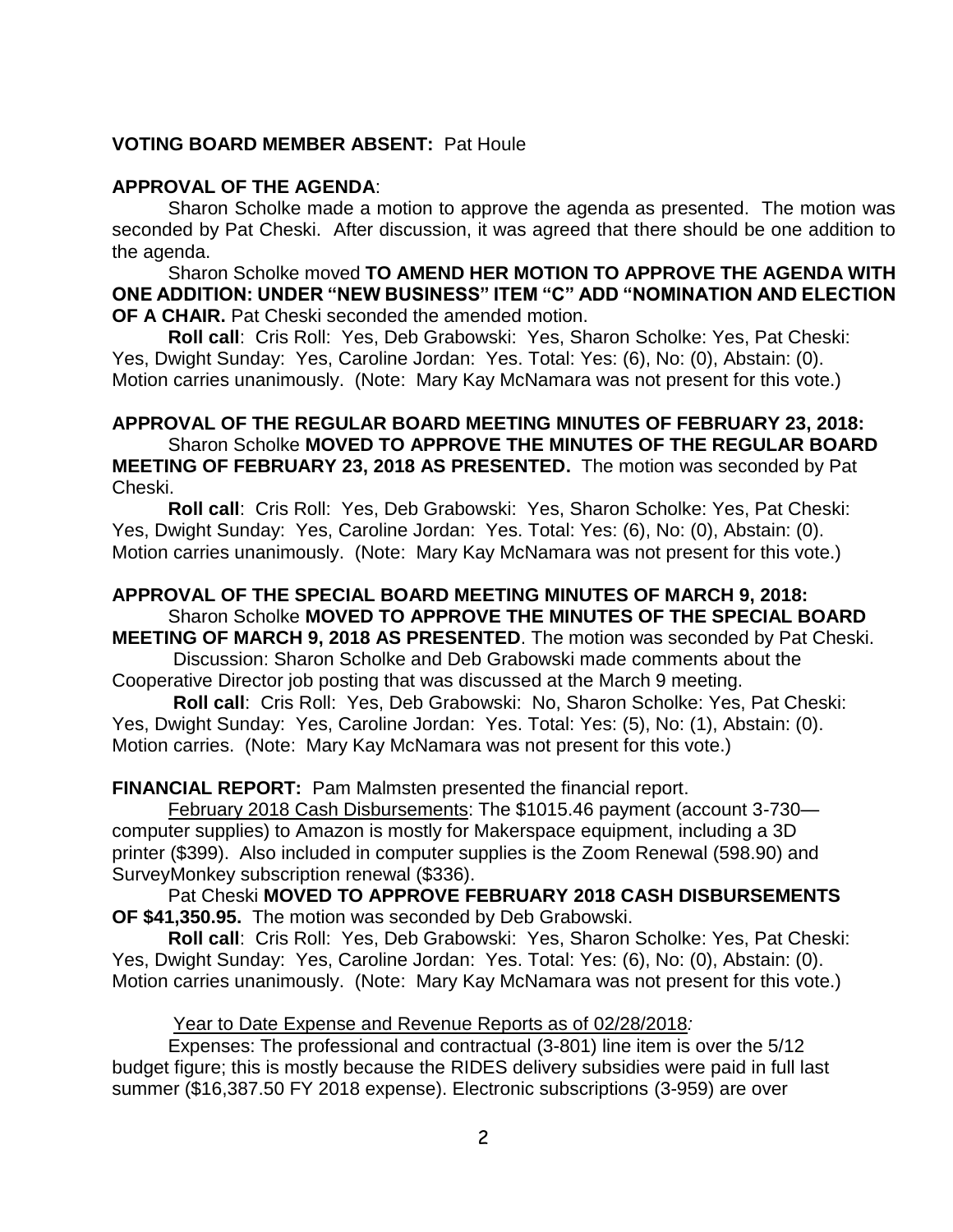**VOTING BOARD MEMBER ABSENT:** Pat Houle

**APPROVAL OF THE AGENDA**:

Sharon Scholke made a motion to approve the agenda as presented. The motion was seconded by Pat Cheski. After discussion, it was agreed that there should be one addition to the agenda.

Sharon Scholke moved **TO AMEND HER MOTION TO APPROVE THE AGENDA WITH ONE ADDITION: UNDER "NEW BUSINESS" ITEM "C" ADD "NOMINATION AND ELECTION OF A CHAIR.** Pat Cheski seconded the amended motion.

**Roll call**: Cris Roll: Yes, Deb Grabowski: Yes, Sharon Scholke: Yes, Pat Cheski: Yes, Dwight Sunday: Yes, Caroline Jordan: Yes. Total: Yes: (6), No: (0), Abstain: (0). Motion carries unanimously. (Note: Mary Kay McNamara was not present for this vote.)

**APPROVAL OF THE REGULAR BOARD MEETING MINUTES OF FEBRUARY 23, 2018:**

Sharon Scholke **MOVED TO APPROVE THE MINUTES OF THE REGULAR BOARD MEETING OF FEBRUARY 23, 2018 AS PRESENTED.** The motion was seconded by Pat Cheski.

**Roll call**: Cris Roll: Yes, Deb Grabowski: Yes, Sharon Scholke: Yes, Pat Cheski: Yes, Dwight Sunday: Yes, Caroline Jordan: Yes. Total: Yes: (6), No: (0), Abstain: (0). Motion carries unanimously. (Note: Mary Kay McNamara was not present for this vote.)

**APPROVAL OF THE SPECIAL BOARD MEETING MINUTES OF MARCH 9, 2018:**

Sharon Scholke **MOVED TO APPROVE THE MINUTES OF THE SPECIAL BOARD MEETING OF MARCH 9, 2018 AS PRESENTED**. The motion was seconded by Pat Cheski.

Discussion: Sharon Scholke and Deb Grabowski made comments about the Cooperative Director job posting that was discussed at the March 9 meeting.

**Roll call**: Cris Roll: Yes, Deb Grabowski: No, Sharon Scholke: Yes, Pat Cheski: Yes, Dwight Sunday: Yes, Caroline Jordan: Yes. Total: Yes: (5), No: (1), Abstain: (0). Motion carries. (Note: Mary Kay McNamara was not present for this vote.)

**FINANCIAL REPORT:** Pam Malmsten presented the financial report.

February 2018 Cash Disbursements: The $1015.46 payment (account 3-730—computer supplies) to Amazon is mostly for Makerspace equipment, including a 3D printer ($399). Also included in computer supplies is the Zoom Renewal (598.90) and SurveyMonkey subscription renewal ($336).

Pat Cheski **MOVED TO APPROVE FEBRUARY 2018 CASH DISBURSEMENTS OF $41,350.95.** The motion was seconded by Deb Grabowski.

**Roll call**: Cris Roll: Yes, Deb Grabowski: Yes, Sharon Scholke: Yes, Pat Cheski: Yes, Dwight Sunday: Yes, Caroline Jordan: Yes. Total: Yes: (6), No: (0), Abstain: (0). Motion carries unanimously. (Note: Mary Kay McNamara was not present for this vote.)

Year to Date Expense and Revenue Reports as of 02/28/2018*:*

Expenses: The professional and contractual (3-801) line item is over the 5/12 budget figure; this is mostly because the RIDES delivery subsidies were paid in full last summer ($16,387.50 FY 2018 expense). Electronic subscriptions (3-959) are over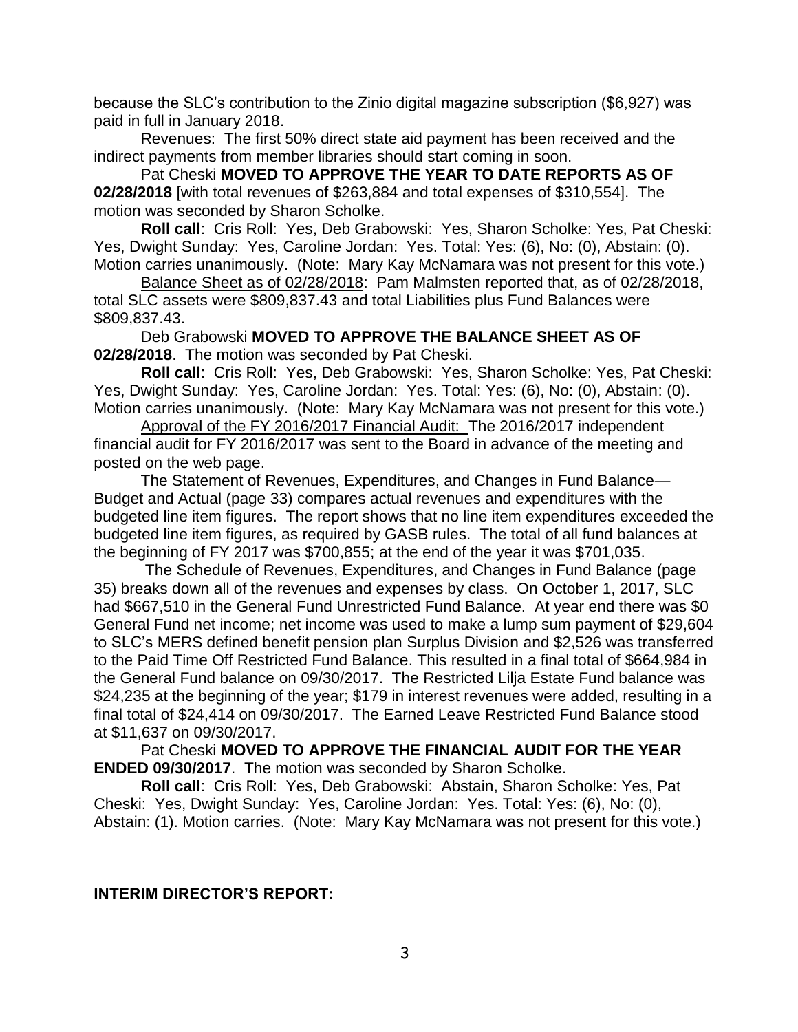because the SLC's contribution to the Zinio digital magazine subscription ($6,927) was paid in full in January 2018.

Revenues: The first 50% direct state aid payment has been received and the indirect payments from member libraries should start coming in soon.

Pat Cheski **MOVED TO APPROVE THE YEAR TO DATE REPORTS AS OF 02/28/2018** [with total revenues of $263,884 and total expenses of $310,554]. The motion was seconded by Sharon Scholke.

**Roll call**: Cris Roll: Yes, Deb Grabowski: Yes, Sharon Scholke: Yes, Pat Cheski: Yes, Dwight Sunday: Yes, Caroline Jordan: Yes. Total: Yes: (6), No: (0), Abstain: (0). Motion carries unanimously. (Note: Mary Kay McNamara was not present for this vote.)

Balance Sheet as of 02/28/2018: Pam Malmsten reported that, as of 02/28/2018, total SLC assets were $809,837.43 and total Liabilities plus Fund Balances were $809,837.43.

Deb Grabowski **MOVED TO APPROVE THE BALANCE SHEET AS OF 02/28/2018**. The motion was seconded by Pat Cheski.

**Roll call**: Cris Roll: Yes, Deb Grabowski: Yes, Sharon Scholke: Yes, Pat Cheski: Yes, Dwight Sunday: Yes, Caroline Jordan: Yes. Total: Yes: (6), No: (0), Abstain: (0). Motion carries unanimously. (Note: Mary Kay McNamara was not present for this vote.)

Approval of the FY 2016/2017 Financial Audit: The 2016/2017 independent financial audit for FY 2016/2017 was sent to the Board in advance of the meeting and posted on the web page.

The Statement of Revenues, Expenditures, and Changes in Fund Balance—Budget and Actual (page 33) compares actual revenues and expenditures with the budgeted line item figures. The report shows that no line item expenditures exceeded the budgeted line item figures, as required by GASB rules. The total of all fund balances at the beginning of FY 2017 was $700,855; at the end of the year it was $701,035.

The Schedule of Revenues, Expenditures, and Changes in Fund Balance (page 35) breaks down all of the revenues and expenses by class. On October 1, 2017, SLC had $667,510 in the General Fund Unrestricted Fund Balance. At year end there was $0 General Fund net income; net income was used to make a lump sum payment of $29,604 to SLC's MERS defined benefit pension plan Surplus Division and $2,526 was transferred to the Paid Time Off Restricted Fund Balance. This resulted in a final total of $664,984 in the General Fund balance on 09/30/2017. The Restricted Lilja Estate Fund balance was $24,235 at the beginning of the year; $179 in interest revenues were added, resulting in a final total of $24,414 on 09/30/2017. The Earned Leave Restricted Fund Balance stood at $11,637 on 09/30/2017.

Pat Cheski **MOVED TO APPROVE THE FINANCIAL AUDIT FOR THE YEAR ENDED 09/30/2017**. The motion was seconded by Sharon Scholke.

**Roll call**: Cris Roll: Yes, Deb Grabowski: Abstain, Sharon Scholke: Yes, Pat Cheski: Yes, Dwight Sunday: Yes, Caroline Jordan: Yes. Total: Yes: (6), No: (0), Abstain: (1). Motion carries. (Note: Mary Kay McNamara was not present for this vote.)

**INTERIM DIRECTOR'S REPORT:**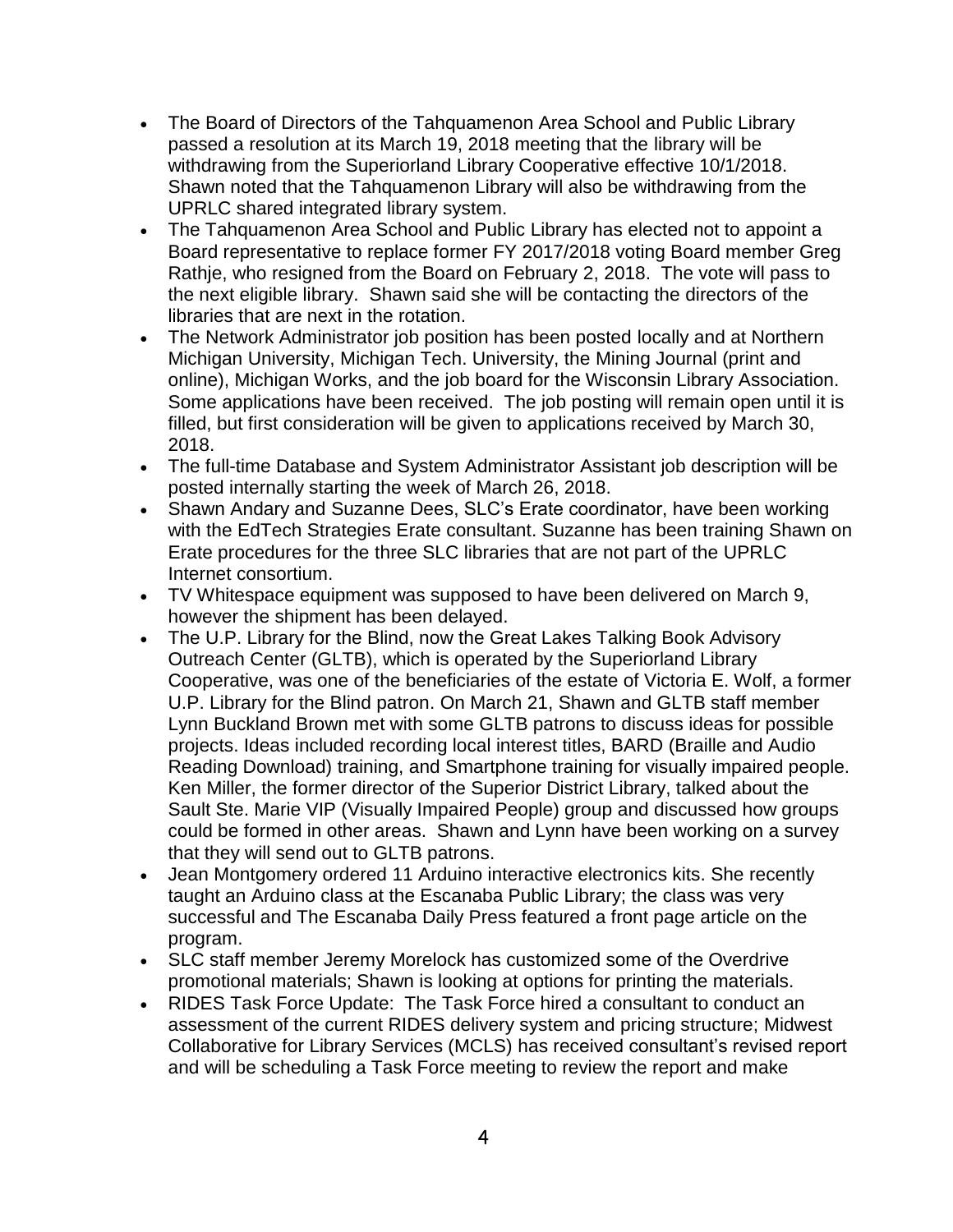- The Board of Directors of the Tahquamenon Area School and Public Library passed a resolution at its March 19, 2018 meeting that the library will be withdrawing from the Superiorland Library Cooperative effective 10/1/2018. Shawn noted that the Tahquamenon Library will also be withdrawing from the UPRLC shared integrated library system.
- The Tahquamenon Area School and Public Library has elected not to appoint a Board representative to replace former FY 2017/2018 voting Board member Greg Rathje, who resigned from the Board on February 2, 2018. The vote will pass to the next eligible library. Shawn said she will be contacting the directors of the libraries that are next in the rotation.
- The Network Administrator job position has been posted locally and at Northern Michigan University, Michigan Tech. University, the Mining Journal (print and online), Michigan Works, and the job board for the Wisconsin Library Association. Some applications have been received. The job posting will remain open until it is filled, but first consideration will be given to applications received by March 30, 2018.
- The full-time Database and System Administrator Assistant job description will be posted internally starting the week of March 26, 2018.
- Shawn Andary and Suzanne Dees, SLC's Erate coordinator, have been working with the EdTech Strategies Erate consultant. Suzanne has been training Shawn on Erate procedures for the three SLC libraries that are not part of the UPRLC Internet consortium.
- TV Whitespace equipment was supposed to have been delivered on March 9, however the shipment has been delayed.
- The U.P. Library for the Blind, now the Great Lakes Talking Book Advisory Outreach Center (GLTB), which is operated by the Superiorland Library Cooperative, was one of the beneficiaries of the estate of Victoria E. Wolf, a former U.P. Library for the Blind patron. On March 21, Shawn and GLTB staff member Lynn Buckland Brown met with some GLTB patrons to discuss ideas for possible projects. Ideas included recording local interest titles, BARD (Braille and Audio Reading Download) training, and Smartphone training for visually impaired people. Ken Miller, the former director of the Superior District Library, talked about the Sault Ste. Marie VIP (Visually Impaired People) group and discussed how groups could be formed in other areas. Shawn and Lynn have been working on a survey that they will send out to GLTB patrons.
- Jean Montgomery ordered 11 Arduino interactive electronics kits. She recently taught an Arduino class at the Escanaba Public Library; the class was very successful and The Escanaba Daily Press featured a front page article on the program.
- SLC staff member Jeremy Morelock has customized some of the Overdrive promotional materials; Shawn is looking at options for printing the materials.
- RIDES Task Force Update: The Task Force hired a consultant to conduct an assessment of the current RIDES delivery system and pricing structure; Midwest Collaborative for Library Services (MCLS) has received consultant's revised report and will be scheduling a Task Force meeting to review the report and make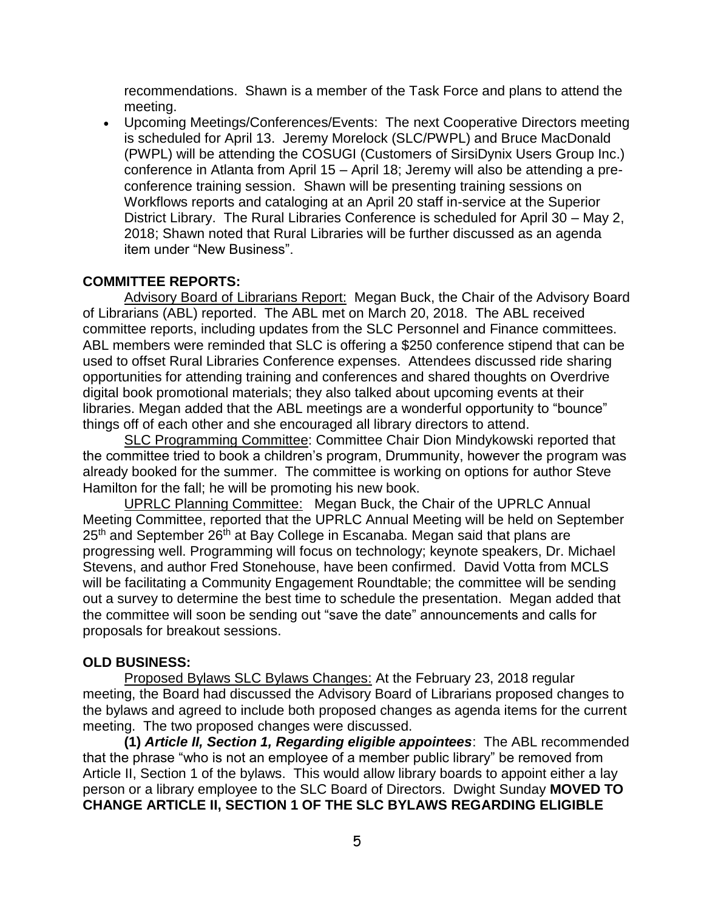recommendations. Shawn is a member of the Task Force and plans to attend the meeting.

- Upcoming Meetings/Conferences/Events: The next Cooperative Directors meeting is scheduled for April 13. Jeremy Morelock (SLC/PWPL) and Bruce MacDonald (PWPL) will be attending the COSUGI (Customers of SirsiDynix Users Group Inc.) conference in Atlanta from April 15 – April 18; Jeremy will also be attending a pre-conference training session. Shawn will be presenting training sessions on Workflows reports and cataloging at an April 20 staff in-service at the Superior District Library. The Rural Libraries Conference is scheduled for April 30 – May 2, 2018; Shawn noted that Rural Libraries will be further discussed as an agenda item under "New Business".

**COMMITTEE REPORTS:**

Advisory Board of Librarians Report: Megan Buck, the Chair of the Advisory Board of Librarians (ABL) reported. The ABL met on March 20, 2018. The ABL received committee reports, including updates from the SLC Personnel and Finance committees. ABL members were reminded that SLC is offering a $250 conference stipend that can be used to offset Rural Libraries Conference expenses. Attendees discussed ride sharing opportunities for attending training and conferences and shared thoughts on Overdrive digital book promotional materials; they also talked about upcoming events at their libraries. Megan added that the ABL meetings are a wonderful opportunity to "bounce" things off of each other and she encouraged all library directors to attend.

SLC Programming Committee: Committee Chair Dion Mindykowski reported that the committee tried to book a children's program, Drummunity, however the program was already booked for the summer. The committee is working on options for author Steve Hamilton for the fall; he will be promoting his new book.

UPRLC Planning Committee: Megan Buck, the Chair of the UPRLC Annual Meeting Committee, reported that the UPRLC Annual Meeting will be held on September 25th and September 26th at Bay College in Escanaba. Megan said that plans are progressing well. Programming will focus on technology; keynote speakers, Dr. Michael Stevens, and author Fred Stonehouse, have been confirmed. David Votta from MCLS will be facilitating a Community Engagement Roundtable; the committee will be sending out a survey to determine the best time to schedule the presentation. Megan added that the committee will soon be sending out "save the date" announcements and calls for proposals for breakout sessions.

**OLD BUSINESS:**

Proposed Bylaws SLC Bylaws Changes: At the February 23, 2018 regular meeting, the Board had discussed the Advisory Board of Librarians proposed changes to the bylaws and agreed to include both proposed changes as agenda items for the current meeting. The two proposed changes were discussed.

**(1)** ***Article II, Section 1, Regarding eligible appointees***: The ABL recommended that the phrase "who is not an employee of a member public library" be removed from Article II, Section 1 of the bylaws. This would allow library boards to appoint either a lay person or a library employee to the SLC Board of Directors. Dwight Sunday **MOVED TO CHANGE ARTICLE II, SECTION 1 OF THE SLC BYLAWS REGARDING ELIGIBLE**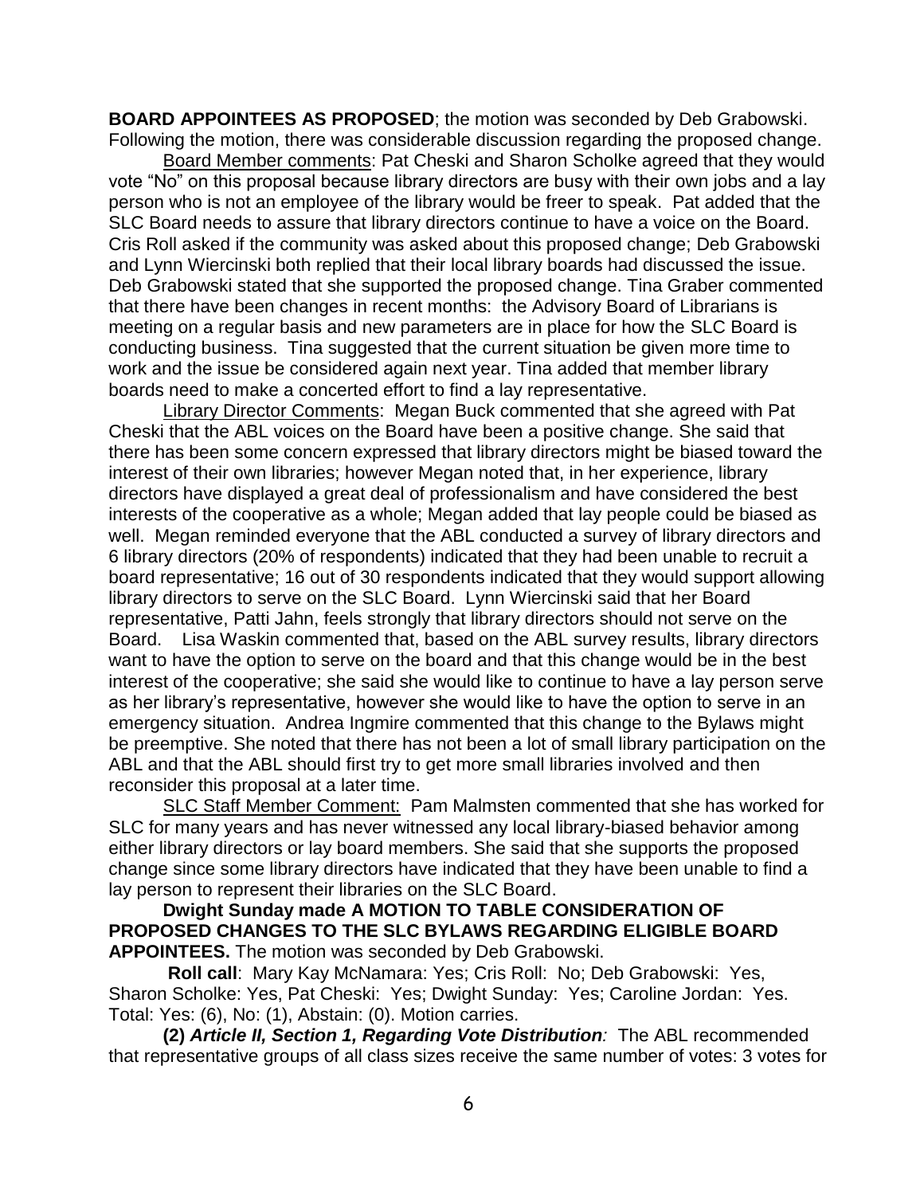**BOARD APPOINTEES AS PROPOSED**; the motion was seconded by Deb Grabowski. Following the motion, there was considerable discussion regarding the proposed change.

Board Member comments: Pat Cheski and Sharon Scholke agreed that they would vote "No" on this proposal because library directors are busy with their own jobs and a lay person who is not an employee of the library would be freer to speak. Pat added that the SLC Board needs to assure that library directors continue to have a voice on the Board. Cris Roll asked if the community was asked about this proposed change; Deb Grabowski and Lynn Wiercinski both replied that their local library boards had discussed the issue. Deb Grabowski stated that she supported the proposed change. Tina Graber commented that there have been changes in recent months: the Advisory Board of Librarians is meeting on a regular basis and new parameters are in place for how the SLC Board is conducting business. Tina suggested that the current situation be given more time to work and the issue be considered again next year. Tina added that member library boards need to make a concerted effort to find a lay representative.

Library Director Comments: Megan Buck commented that she agreed with Pat Cheski that the ABL voices on the Board have been a positive change. She said that there has been some concern expressed that library directors might be biased toward the interest of their own libraries; however Megan noted that, in her experience, library directors have displayed a great deal of professionalism and have considered the best interests of the cooperative as a whole; Megan added that lay people could be biased as well. Megan reminded everyone that the ABL conducted a survey of library directors and 6 library directors (20% of respondents) indicated that they had been unable to recruit a board representative; 16 out of 30 respondents indicated that they would support allowing library directors to serve on the SLC Board. Lynn Wiercinski said that her Board representative, Patti Jahn, feels strongly that library directors should not serve on the Board. Lisa Waskin commented that, based on the ABL survey results, library directors want to have the option to serve on the board and that this change would be in the best interest of the cooperative; she said she would like to continue to have a lay person serve as her library's representative, however she would like to have the option to serve in an emergency situation. Andrea Ingmire commented that this change to the Bylaws might be preemptive. She noted that there has not been a lot of small library participation on the ABL and that the ABL should first try to get more small libraries involved and then reconsider this proposal at a later time.

SLC Staff Member Comment: Pam Malmsten commented that she has worked for SLC for many years and has never witnessed any local library-biased behavior among either library directors or lay board members. She said that she supports the proposed change since some library directors have indicated that they have been unable to find a lay person to represent their libraries on the SLC Board.

**Dwight Sunday made A MOTION TO TABLE CONSIDERATION OF PROPOSED CHANGES TO THE SLC BYLAWS REGARDING ELIGIBLE BOARD APPOINTEES.** The motion was seconded by Deb Grabowski.

**Roll call**: Mary Kay McNamara: Yes; Cris Roll: No; Deb Grabowski: Yes, Sharon Scholke: Yes, Pat Cheski: Yes; Dwight Sunday: Yes; Caroline Jordan: Yes. Total: Yes: (6), No: (1), Abstain: (0). Motion carries.

**(2)** ***Article II, Section 1, Regarding Vote Distribution****:* The ABL recommended that representative groups of all class sizes receive the same number of votes: 3 votes for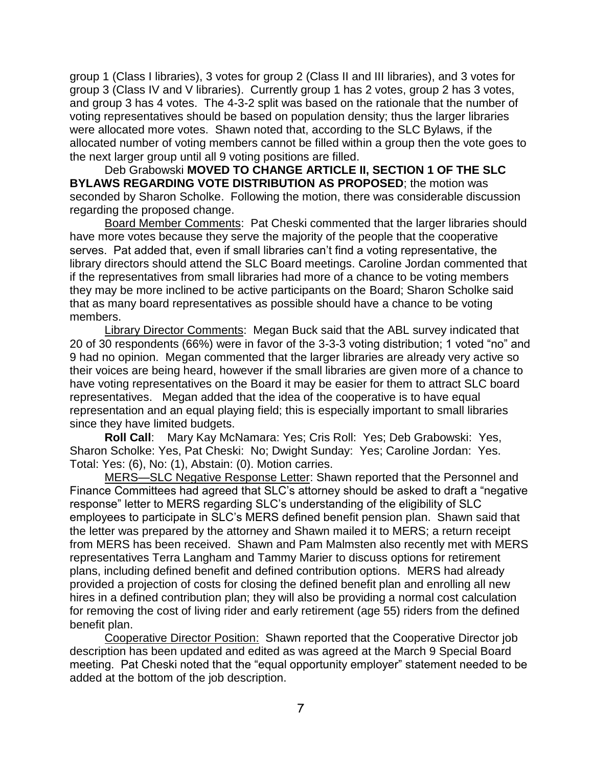group 1 (Class I libraries), 3 votes for group 2 (Class II and III libraries), and 3 votes for group 3 (Class IV and V libraries). Currently group 1 has 2 votes, group 2 has 3 votes, and group 3 has 4 votes. The 4-3-2 split was based on the rationale that the number of voting representatives should be based on population density; thus the larger libraries were allocated more votes. Shawn noted that, according to the SLC Bylaws, if the allocated number of voting members cannot be filled within a group then the vote goes to the next larger group until all 9 voting positions are filled.

Deb Grabowski **MOVED TO CHANGE ARTICLE II, SECTION 1 OF THE SLC BYLAWS REGARDING VOTE DISTRIBUTION AS PROPOSED**; the motion was seconded by Sharon Scholke. Following the motion, there was considerable discussion regarding the proposed change.

Board Member Comments: Pat Cheski commented that the larger libraries should have more votes because they serve the majority of the people that the cooperative serves. Pat added that, even if small libraries can't find a voting representative, the library directors should attend the SLC Board meetings. Caroline Jordan commented that if the representatives from small libraries had more of a chance to be voting members they may be more inclined to be active participants on the Board; Sharon Scholke said that as many board representatives as possible should have a chance to be voting members.

Library Director Comments: Megan Buck said that the ABL survey indicated that 20 of 30 respondents (66%) were in favor of the 3-3-3 voting distribution; 1 voted "no" and 9 had no opinion. Megan commented that the larger libraries are already very active so their voices are being heard, however if the small libraries are given more of a chance to have voting representatives on the Board it may be easier for them to attract SLC board representatives. Megan added that the idea of the cooperative is to have equal representation and an equal playing field; this is especially important to small libraries since they have limited budgets.

**Roll Call**: Mary Kay McNamara: Yes; Cris Roll: Yes; Deb Grabowski: Yes, Sharon Scholke: Yes, Pat Cheski: No; Dwight Sunday: Yes; Caroline Jordan: Yes. Total: Yes: (6), No: (1), Abstain: (0). Motion carries.

MERS—SLC Negative Response Letter: Shawn reported that the Personnel and Finance Committees had agreed that SLC's attorney should be asked to draft a "negative response" letter to MERS regarding SLC's understanding of the eligibility of SLC employees to participate in SLC's MERS defined benefit pension plan. Shawn said that the letter was prepared by the attorney and Shawn mailed it to MERS; a return receipt from MERS has been received. Shawn and Pam Malmsten also recently met with MERS representatives Terra Langham and Tammy Marier to discuss options for retirement plans, including defined benefit and defined contribution options. MERS had already provided a projection of costs for closing the defined benefit plan and enrolling all new hires in a defined contribution plan; they will also be providing a normal cost calculation for removing the cost of living rider and early retirement (age 55) riders from the defined benefit plan.

Cooperative Director Position: Shawn reported that the Cooperative Director job description has been updated and edited as was agreed at the March 9 Special Board meeting. Pat Cheski noted that the "equal opportunity employer" statement needed to be added at the bottom of the job description.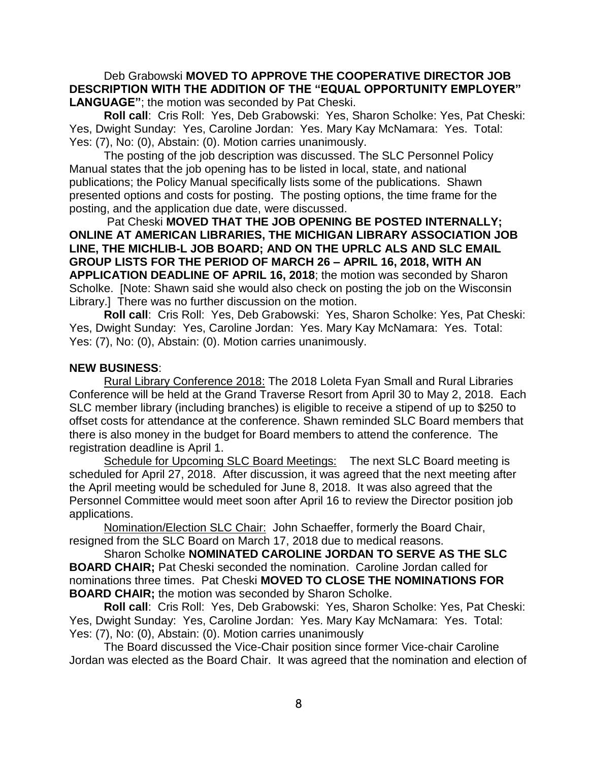Deb Grabowski **MOVED TO APPROVE THE COOPERATIVE DIRECTOR JOB DESCRIPTION WITH THE ADDITION OF THE "EQUAL OPPORTUNITY EMPLOYER" LANGUAGE"**; the motion was seconded by Pat Cheski.

**Roll call**: Cris Roll: Yes, Deb Grabowski: Yes, Sharon Scholke: Yes, Pat Cheski: Yes, Dwight Sunday: Yes, Caroline Jordan: Yes. Mary Kay McNamara: Yes. Total: Yes: (7), No: (0), Abstain: (0). Motion carries unanimously.

The posting of the job description was discussed. The SLC Personnel Policy Manual states that the job opening has to be listed in local, state, and national publications; the Policy Manual specifically lists some of the publications. Shawn presented options and costs for posting. The posting options, the time frame for the posting, and the application due date, were discussed.

Pat Cheski **MOVED THAT THE JOB OPENING BE POSTED INTERNALLY; ONLINE AT AMERICAN LIBRARIES, THE MICHIGAN LIBRARY ASSOCIATION JOB LINE, THE MICHLIB-L JOB BOARD; AND ON THE UPRLC ALS AND SLC EMAIL GROUP LISTS FOR THE PERIOD OF MARCH 26 – APRIL 16, 2018, WITH AN APPLICATION DEADLINE OF APRIL 16, 2018**; the motion was seconded by Sharon Scholke. [Note: Shawn said she would also check on posting the job on the Wisconsin Library.] There was no further discussion on the motion.

**Roll call**: Cris Roll: Yes, Deb Grabowski: Yes, Sharon Scholke: Yes, Pat Cheski: Yes, Dwight Sunday: Yes, Caroline Jordan: Yes. Mary Kay McNamara: Yes. Total: Yes: (7), No: (0), Abstain: (0). Motion carries unanimously.

**NEW BUSINESS**:

Rural Library Conference 2018: The 2018 Loleta Fyan Small and Rural Libraries Conference will be held at the Grand Traverse Resort from April 30 to May 2, 2018. Each SLC member library (including branches) is eligible to receive a stipend of up to $250 to offset costs for attendance at the conference. Shawn reminded SLC Board members that there is also money in the budget for Board members to attend the conference. The registration deadline is April 1.

Schedule for Upcoming SLC Board Meetings: The next SLC Board meeting is scheduled for April 27, 2018. After discussion, it was agreed that the next meeting after the April meeting would be scheduled for June 8, 2018. It was also agreed that the Personnel Committee would meet soon after April 16 to review the Director position job applications.

Nomination/Election SLC Chair: John Schaeffer, formerly the Board Chair, resigned from the SLC Board on March 17, 2018 due to medical reasons.

Sharon Scholke **NOMINATED CAROLINE JORDAN TO SERVE AS THE SLC BOARD CHAIR;** Pat Cheski seconded the nomination. Caroline Jordan called for nominations three times. Pat Cheski **MOVED TO CLOSE THE NOMINATIONS FOR BOARD CHAIR;** the motion was seconded by Sharon Scholke.

**Roll call**: Cris Roll: Yes, Deb Grabowski: Yes, Sharon Scholke: Yes, Pat Cheski: Yes, Dwight Sunday: Yes, Caroline Jordan: Yes. Mary Kay McNamara: Yes. Total: Yes: (7), No: (0), Abstain: (0). Motion carries unanimously

The Board discussed the Vice-Chair position since former Vice-chair Caroline Jordan was elected as the Board Chair. It was agreed that the nomination and election of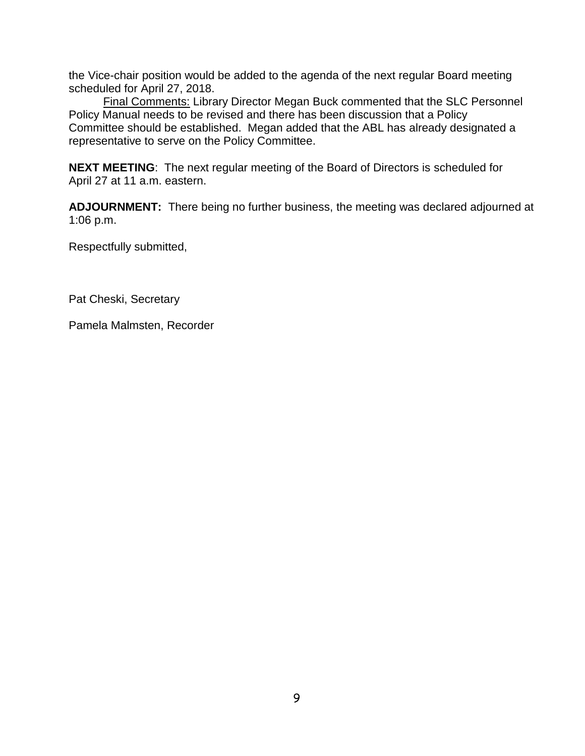the Vice-chair position would be added to the agenda of the next regular Board meeting scheduled for April 27, 2018.

Final Comments: Library Director Megan Buck commented that the SLC Personnel Policy Manual needs to be revised and there has been discussion that a Policy Committee should be established. Megan added that the ABL has already designated a representative to serve on the Policy Committee.

**NEXT MEETING**: The next regular meeting of the Board of Directors is scheduled for April 27 at 11 a.m. eastern.

**ADJOURNMENT:** There being no further business, the meeting was declared adjourned at 1:06 p.m.

Respectfully submitted,

Pat Cheski, Secretary

Pamela Malmsten, Recorder